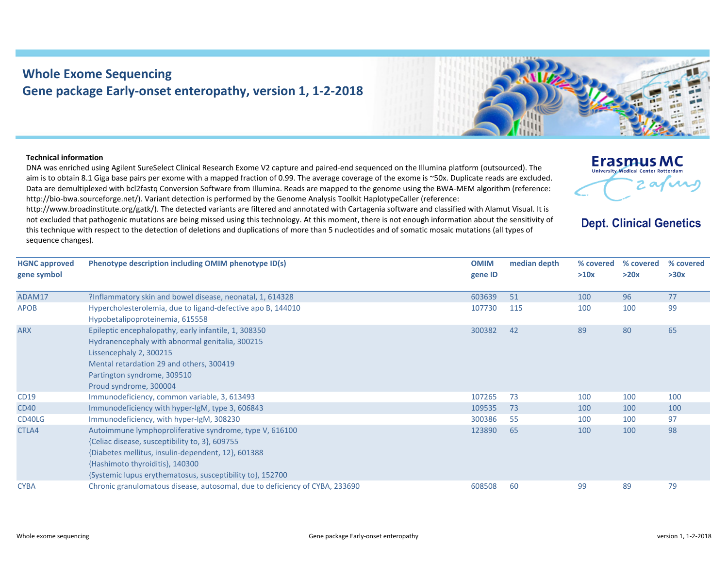# Whole Exome Sequencing
## Gene package Early-onset enteropathy, version 1, 1-2-2018

Erasmus MC
University Medical Center Rotterdam

Dept. Clinical Genetics

**Technical information**

DNA was enriched using Agilent SureSelect Clinical Research Exome V2 capture and paired-end sequenced on the Illumina platform (outsourced). The aim is to obtain 8.1 Giga base pairs per exome with a mapped fraction of 0.99. The average coverage of the exome is ~50x. Duplicate reads are excluded. Data are demultiplexed with bcl2fastq Conversion Software from Illumina. Reads are mapped to the genome using the BWA-MEM algorithm (reference: http://bio-bwa.sourceforge.net/). Variant detection is performed by the Genome Analysis Toolkit HaplotypeCaller (reference: http://www.broadinstitute.org/gatk/). The detected variants are filtered and annotated with Cartagenia software and classified with Alamut Visual. It is not excluded that pathogenic mutations are being missed using this technology. At this moment, there is not enough information about the sensitivity of this technique with respect to the detection of deletions and duplications of more than 5 nucleotides and of somatic mosaic mutations (all types of sequence changes).

| HGNC approved gene symbol | Phenotype description including OMIM phenotype ID(s) | OMIM gene ID | median depth | % covered >10x | % covered >20x | % covered >30x |
|---|---|---|---|---|---|---|
| ADAM17 | ?Inflammatory skin and bowel disease, neonatal, 1, 614328 | 603639 | 51 | 100 | 96 | 77 |
| APOB | Hypercholesterolemia, due to ligand-defective apo B, 144010<br>Hypobetalipoproteinemia, 615558 | 107730 | 115 | 100 | 100 | 99 |
| ARX | Epileptic encephalopathy, early infantile, 1, 308350<br>Hydranencephaly with abnormal genitalia, 300215<br>Lissencephaly 2, 300215<br>Mental retardation 29 and others, 300419<br>Partington syndrome, 309510<br>Proud syndrome, 300004 | 300382 | 42 | 89 | 80 | 65 |
| CD19 | Immunodeficiency, common variable, 3, 613493 | 107265 | 73 | 100 | 100 | 100 |
| CD40 | Immunodeficiency with hyper-IgM, type 3, 606843 | 109535 | 73 | 100 | 100 | 100 |
| CD40LG | Immunodeficiency, with hyper-IgM, 308230 | 300386 | 55 | 100 | 100 | 97 |
| CTLA4 | Autoimmune lymphoproliferative syndrome, type V, 616100<br>{Celiac disease, susceptibility to, 3}, 609755<br>{Diabetes mellitus, insulin-dependent, 12}, 601388<br>{Hashimoto thyroiditis}, 140300<br>{Systemic lupus erythematosus, susceptibility to}, 152700 | 123890 | 65 | 100 | 100 | 98 |
| CYBA | Chronic granulomatous disease, autosomal, due to deficiency of CYBA, 233690 | 608508 | 60 | 99 | 89 | 79 |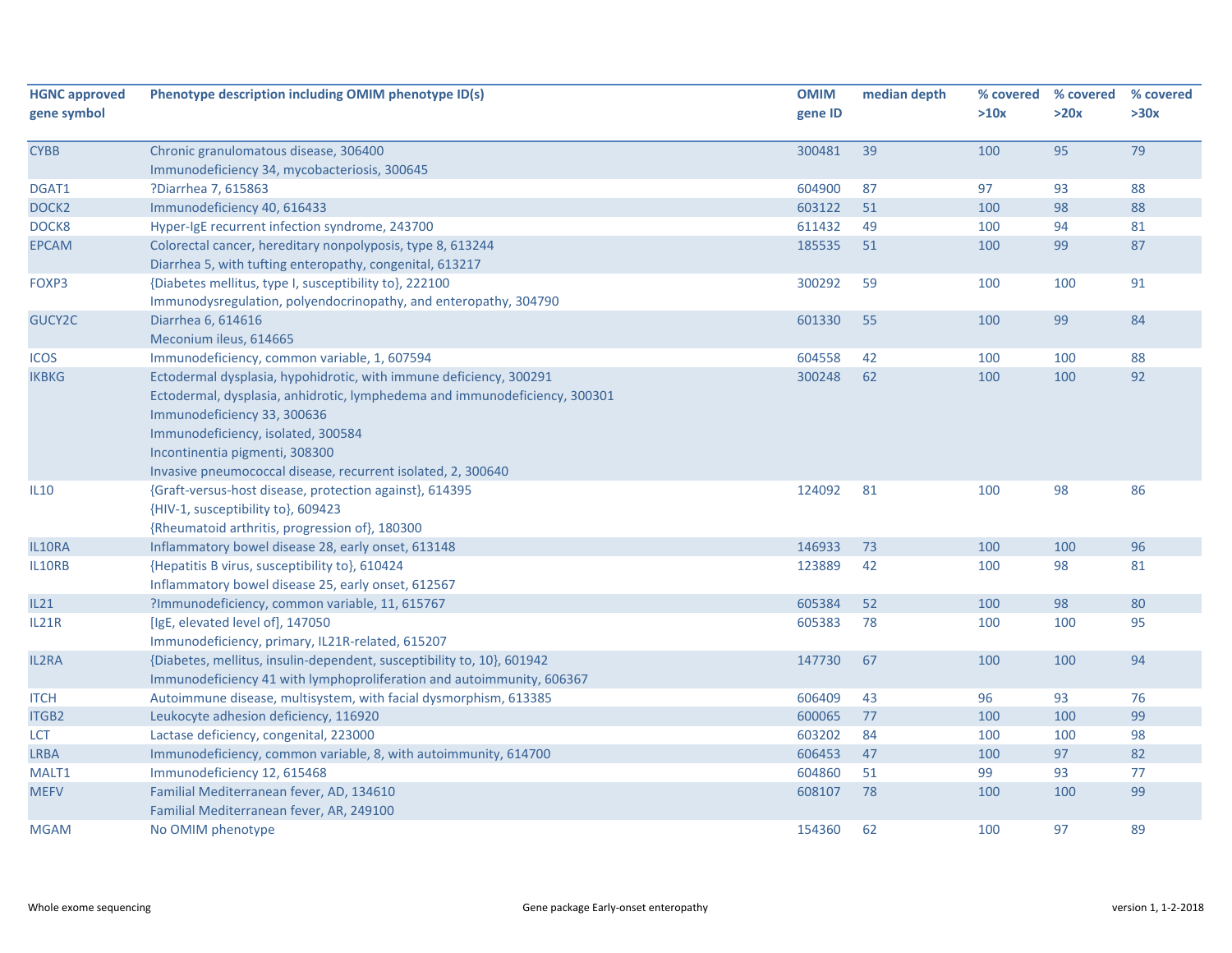| HGNC approved gene symbol | Phenotype description including OMIM phenotype ID(s) | OMIM gene ID | median depth | % covered >10x | % covered >20x | % covered >30x |
|---|---|---|---|---|---|---|
| CYBB | Chronic granulomatous disease, 306400<br>Immunodeficiency 34, mycobacteriosis, 300645 | 300481 | 39 | 100 | 95 | 79 |
| DGAT1 | ?Diarrhea 7, 615863 | 604900 | 87 | 97 | 93 | 88 |
| DOCK2 | Immunodeficiency 40, 616433 | 603122 | 51 | 100 | 98 | 88 |
| DOCK8 | Hyper-IgE recurrent infection syndrome, 243700 | 611432 | 49 | 100 | 94 | 81 |
| EPCAM | Colorectal cancer, hereditary nonpolyposis, type 8, 613244<br>Diarrhea 5, with tufting enteropathy, congenital, 613217 | 185535 | 51 | 100 | 99 | 87 |
| FOXP3 | {Diabetes mellitus, type I, susceptibility to}, 222100<br>Immunodysregulation, polyendocrinopathy, and enteropathy, 304790 | 300292 | 59 | 100 | 100 | 91 |
| GUCY2C | Diarrhea 6, 614616<br>Meconium ileus, 614665 | 601330 | 55 | 100 | 99 | 84 |
| ICOS | Immunodeficiency, common variable, 1, 607594 | 604558 | 42 | 100 | 100 | 88 |
| IKBKG | Ectodermal dysplasia, hypohidrotic, with immune deficiency, 300291<br>Ectodermal, dysplasia, anhidrotic, lymphedema and immunodeficiency, 300301<br>Immunodeficiency 33, 300636<br>Immunodeficiency, isolated, 300584<br>Incontinentia pigmenti, 308300<br>Invasive pneumococcal disease, recurrent isolated, 2, 300640 | 300248 | 62 | 100 | 100 | 92 |
| IL10 | {Graft-versus-host disease, protection against}, 614395<br>{HIV-1, susceptibility to}, 609423<br>{Rheumatoid arthritis, progression of}, 180300 | 124092 | 81 | 100 | 98 | 86 |
| IL10RA | Inflammatory bowel disease 28, early onset, 613148 | 146933 | 73 | 100 | 100 | 96 |
| IL10RB | {Hepatitis B virus, susceptibility to}, 610424<br>Inflammatory bowel disease 25, early onset, 612567 | 123889 | 42 | 100 | 98 | 81 |
| IL21 | ?Immunodeficiency, common variable, 11, 615767 | 605384 | 52 | 100 | 98 | 80 |
| IL21R | [IgE, elevated level of], 147050<br>Immunodeficiency, primary, IL21R-related, 615207 | 605383 | 78 | 100 | 100 | 95 |
| IL2RA | {Diabetes, mellitus, insulin-dependent, susceptibility to, 10}, 601942<br>Immunodeficiency 41 with lymphoproliferation and autoimmunity, 606367 | 147730 | 67 | 100 | 100 | 94 |
| ITCH | Autoimmune disease, multisystem, with facial dysmorphism, 613385 | 606409 | 43 | 96 | 93 | 76 |
| ITGB2 | Leukocyte adhesion deficiency, 116920 | 600065 | 77 | 100 | 100 | 99 |
| LCT | Lactase deficiency, congenital, 223000 | 603202 | 84 | 100 | 100 | 98 |
| LRBA | Immunodeficiency, common variable, 8, with autoimmunity, 614700 | 606453 | 47 | 100 | 97 | 82 |
| MALT1 | Immunodeficiency 12, 615468 | 604860 | 51 | 99 | 93 | 77 |
| MEFV | Familial Mediterranean fever, AD, 134610<br>Familial Mediterranean fever, AR, 249100 | 608107 | 78 | 100 | 100 | 99 |
| MGAM | No OMIM phenotype | 154360 | 62 | 100 | 97 | 89 |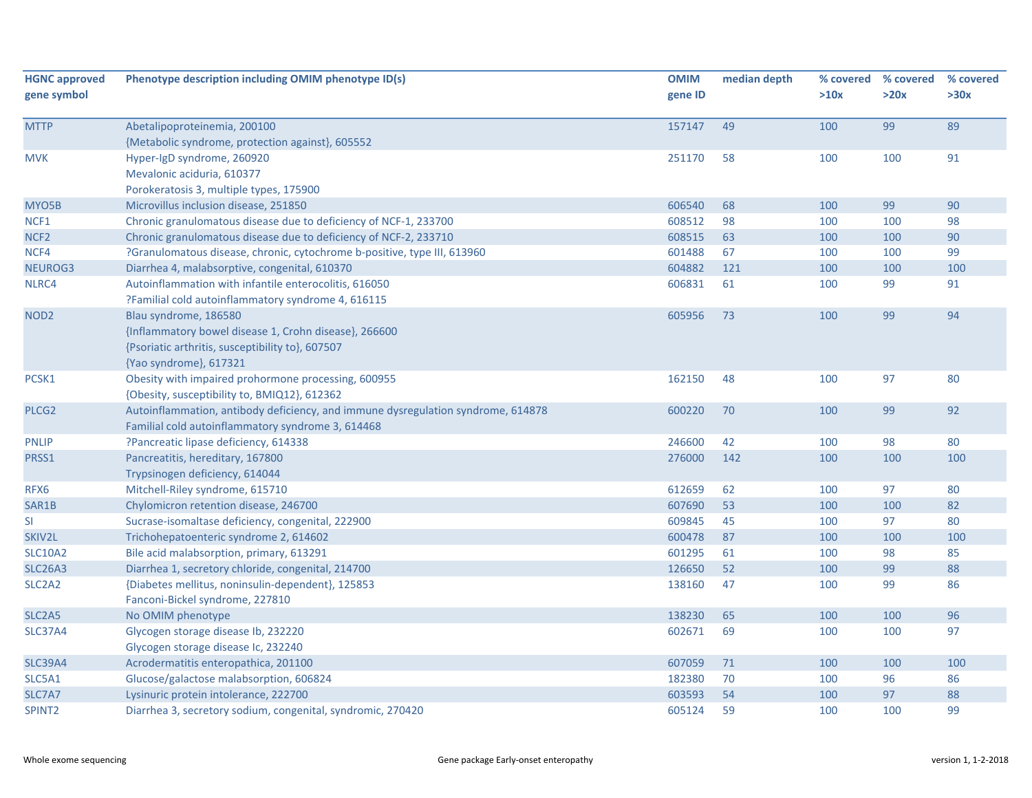| HGNC approved gene symbol | Phenotype description including OMIM phenotype ID(s) | OMIM gene ID | median depth | % covered >10x | % covered >20x | % covered >30x |
|---|---|---|---|---|---|---|
| MTTP | Abetalipoproteinemia, 200100<br>{Metabolic syndrome, protection against}, 605552 | 157147 | 49 | 100 | 99 | 89 |
| MVK | Hyper-IgD syndrome, 260920<br>Mevalonic aciduria, 610377<br>Porokeratosis 3, multiple types, 175900 | 251170 | 58 | 100 | 100 | 91 |
| MYO5B | Microvillus inclusion disease, 251850 | 606540 | 68 | 100 | 99 | 90 |
| NCF1 | Chronic granulomatous disease due to deficiency of NCF-1, 233700 | 608512 | 98 | 100 | 100 | 98 |
| NCF2 | Chronic granulomatous disease due to deficiency of NCF-2, 233710 | 608515 | 63 | 100 | 100 | 90 |
| NCF4 | ?Granulomatous disease, chronic, cytochrome b-positive, type III, 613960 | 601488 | 67 | 100 | 100 | 99 |
| NEUROG3 | Diarrhea 4, malabsorptive, congenital, 610370 | 604882 | 121 | 100 | 100 | 100 |
| NLRC4 | Autoinflammation with infantile enterocolitis, 616050<br>?Familial cold autoinflammatory syndrome 4, 616115 | 606831 | 61 | 100 | 99 | 91 |
| NOD2 | Blau syndrome, 186580<br>{Inflammatory bowel disease 1, Crohn disease}, 266600<br>{Psoriatic arthritis, susceptibility to}, 607507<br>{Yao syndrome}, 617321 | 605956 | 73 | 100 | 99 | 94 |
| PCSK1 | Obesity with impaired prohormone processing, 600955<br>{Obesity, susceptibility to, BMIQ12}, 612362 | 162150 | 48 | 100 | 97 | 80 |
| PLCG2 | Autoinflammation, antibody deficiency, and immune dysregulation syndrome, 614878<br>Familial cold autoinflammatory syndrome 3, 614468 | 600220 | 70 | 100 | 99 | 92 |
| PNLIP | ?Pancreatic lipase deficiency, 614338 | 246600 | 42 | 100 | 98 | 80 |
| PRSS1 | Pancreatitis, hereditary, 167800<br>Trypsinogen deficiency, 614044 | 276000 | 142 | 100 | 100 | 100 |
| RFX6 | Mitchell-Riley syndrome, 615710 | 612659 | 62 | 100 | 97 | 80 |
| SAR1B | Chylomicron retention disease, 246700 | 607690 | 53 | 100 | 100 | 82 |
| SI | Sucrase-isomaltase deficiency, congenital, 222900 | 609845 | 45 | 100 | 97 | 80 |
| SKIV2L | Trichohepatoenteric syndrome 2, 614602 | 600478 | 87 | 100 | 100 | 100 |
| SLC10A2 | Bile acid malabsorption, primary, 613291 | 601295 | 61 | 100 | 98 | 85 |
| SLC26A3 | Diarrhea 1, secretory chloride, congenital, 214700 | 126650 | 52 | 100 | 99 | 88 |
| SLC2A2 | {Diabetes mellitus, noninsulin-dependent}, 125853<br>Fanconi-Bickel syndrome, 227810 | 138160 | 47 | 100 | 99 | 86 |
| SLC2A5 | No OMIM phenotype | 138230 | 65 | 100 | 100 | 96 |
| SLC37A4 | Glycogen storage disease Ib, 232220<br>Glycogen storage disease Ic, 232240 | 602671 | 69 | 100 | 100 | 97 |
| SLC39A4 | Acrodermatitis enteropathica, 201100 | 607059 | 71 | 100 | 100 | 100 |
| SLC5A1 | Glucose/galactose malabsorption, 606824 | 182380 | 70 | 100 | 96 | 86 |
| SLC7A7 | Lysinuric protein intolerance, 222700 | 603593 | 54 | 100 | 97 | 88 |
| SPINT2 | Diarrhea 3, secretory sodium, congenital, syndromic, 270420 | 605124 | 59 | 100 | 100 | 99 |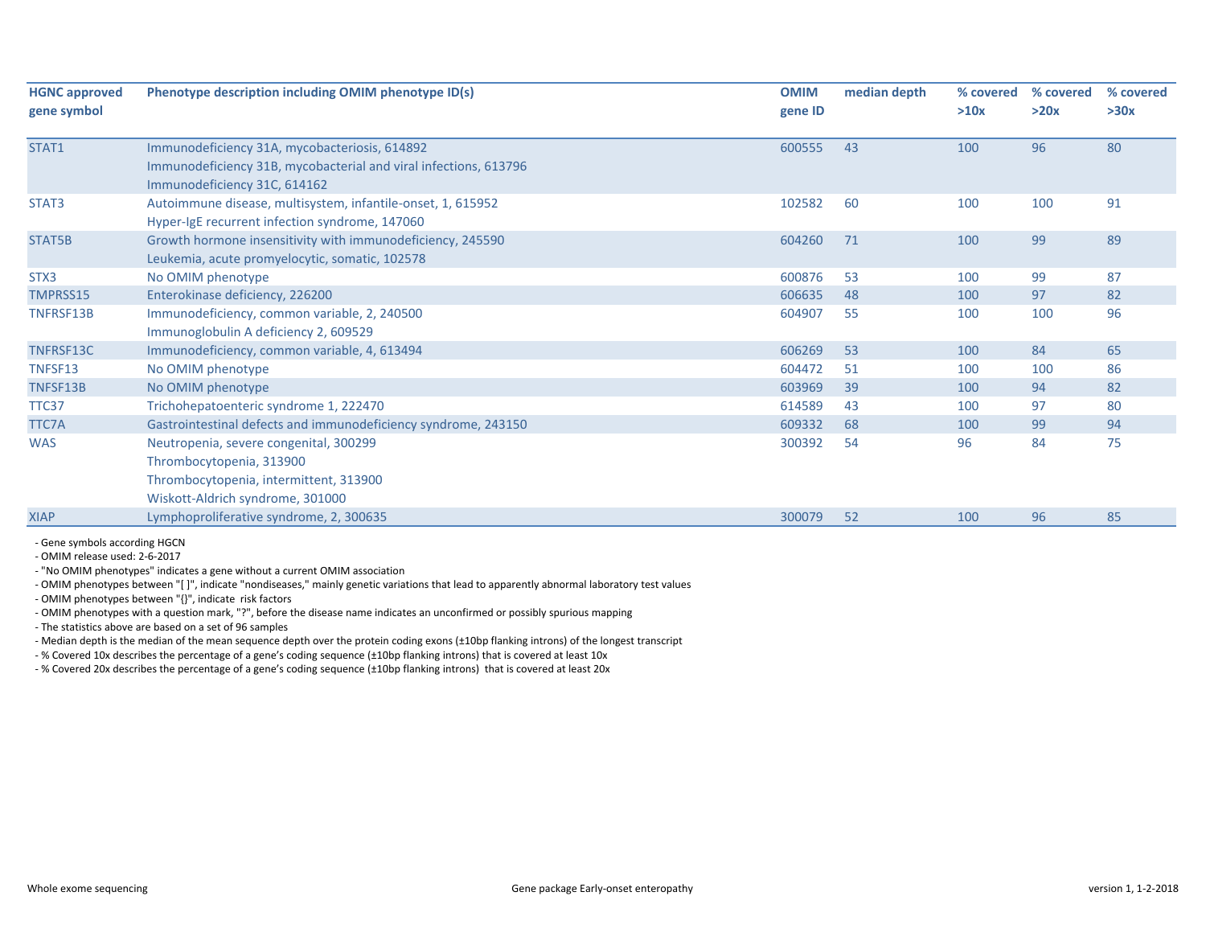| HGNC approved gene symbol | Phenotype description including OMIM phenotype ID(s) | OMIM gene ID | median depth | % covered >10x | % covered >20x | % covered >30x |
|---|---|---|---|---|---|---|
| STAT1 | Immunodeficiency 31A, mycobacteriosis, 614892<br>Immunodeficiency 31B, mycobacterial and viral infections, 613796<br>Immunodeficiency 31C, 614162 | 600555 | 43 | 100 | 96 | 80 |
| STAT3 | Autoimmune disease, multisystem, infantile-onset, 1, 615952<br>Hyper-IgE recurrent infection syndrome, 147060 | 102582 | 60 | 100 | 100 | 91 |
| STAT5B | Growth hormone insensitivity with immunodeficiency, 245590<br>Leukemia, acute promyelocytic, somatic, 102578 | 604260 | 71 | 100 | 99 | 89 |
| STX3 | No OMIM phenotype | 600876 | 53 | 100 | 99 | 87 |
| TMPRSS15 | Enterokinase deficiency, 226200 | 606635 | 48 | 100 | 97 | 82 |
| TNFRSF13B | Immunodeficiency, common variable, 2, 240500<br>Immunoglobulin A deficiency 2, 609529 | 604907 | 55 | 100 | 100 | 96 |
| TNFRSF13C | Immunodeficiency, common variable, 4, 613494 | 606269 | 53 | 100 | 84 | 65 |
| TNFSF13 | No OMIM phenotype | 604472 | 51 | 100 | 100 | 86 |
| TNFSF13B | No OMIM phenotype | 603969 | 39 | 100 | 94 | 82 |
| TTC37 | Trichohepatoenteric syndrome 1, 222470 | 614589 | 43 | 100 | 97 | 80 |
| TTC7A | Gastrointestinal defects and immunodeficiency syndrome, 243150 | 609332 | 68 | 100 | 99 | 94 |
| WAS | Neutropenia, severe congenital, 300299<br>Thrombocytopenia, 313900<br>Thrombocytopenia, intermittent, 313900<br>Wiskott-Aldrich syndrome, 301000 | 300392 | 54 | 96 | 84 | 75 |
| XIAP | Lymphoproliferative syndrome, 2, 300635 | 300079 | 52 | 100 | 96 | 85 |

- Gene symbols according HGCN
- OMIM release used: 2-6-2017
- "No OMIM phenotypes" indicates a gene without a current OMIM association
- OMIM phenotypes between "[ ]", indicate "nondiseases," mainly genetic variations that lead to apparently abnormal laboratory test values
- OMIM phenotypes between "{}", indicate risk factors
- OMIM phenotypes with a question mark, "?", before the disease name indicates an unconfirmed or possibly spurious mapping
- The statistics above are based on a set of 96 samples
- Median depth is the median of the mean sequence depth over the protein coding exons (±10bp flanking introns) of the longest transcript
- % Covered 10x describes the percentage of a gene's coding sequence (±10bp flanking introns) that is covered at least 10x
- % Covered 20x describes the percentage of a gene's coding sequence (±10bp flanking introns) that is covered at least 20x